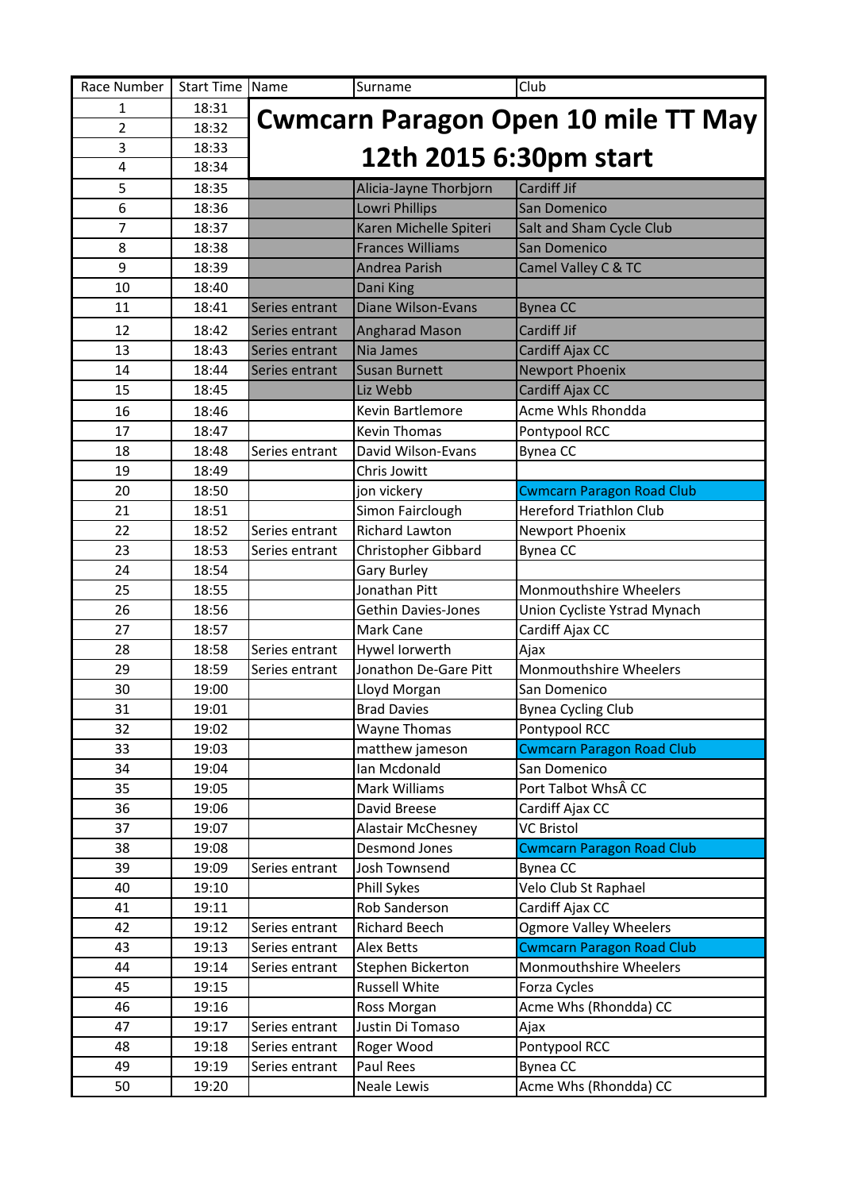| Race Number | Start Time | Name | Surname | Club |
|---|---|---|---|---|
| 1 | 18:31 | **Cwmcarn Paragon Open 10 mile TT May 12th 2015 6:30pm start** | | |
| 2 | 18:32 | | | |
| 3 | 18:33 | | | |
| 4 | 18:34 | | | |
| 5 | 18:35 | | Alicia-Jayne Thorbjorn | Cardiff Jif |
| 6 | 18:36 | | Lowri Phillips | San Domenico |
| 7 | 18:37 | | Karen Michelle Spiteri | Salt and Sham Cycle Club |
| 8 | 18:38 | | Frances Williams | San Domenico |
| 9 | 18:39 | | Andrea Parish | Camel Valley C & TC |
| 10 | 18:40 | | Dani King | |
| 11 | 18:41 | Series entrant | Diane Wilson-Evans | Bynea CC |
| 12 | 18:42 | Series entrant | Angharad Mason | Cardiff Jif |
| 13 | 18:43 | Series entrant | Nia James | Cardiff Ajax CC |
| 14 | 18:44 | Series entrant | Susan Burnett | Newport Phoenix |
| 15 | 18:45 | | Liz Webb | Cardiff Ajax CC |
| 16 | 18:46 | | Kevin Bartlemore | Acme Whls Rhondda |
| 17 | 18:47 | | Kevin Thomas | Pontypool RCC |
| 18 | 18:48 | Series entrant | David Wilson-Evans | Bynea CC |
| 19 | 18:49 | | Chris Jowitt | |
| 20 | 18:50 | | jon vickery | Cwmcarn Paragon Road Club |
| 21 | 18:51 | | Simon Fairclough | Hereford Triathlon Club |
| 22 | 18:52 | Series entrant | Richard Lawton | Newport Phoenix |
| 23 | 18:53 | Series entrant | Christopher Gibbard | Bynea CC |
| 24 | 18:54 | | Gary Burley | |
| 25 | 18:55 | | Jonathan Pitt | Monmouthshire Wheelers |
| 26 | 18:56 | | Gethin Davies-Jones | Union Cycliste Ystrad Mynach |
| 27 | 18:57 | | Mark Cane | Cardiff Ajax CC |
| 28 | 18:58 | Series entrant | Hywel Iorwerth | Ajax |
| 29 | 18:59 | Series entrant | Jonathon De-Gare Pitt | Monmouthshire Wheelers |
| 30 | 19:00 | | Lloyd Morgan | San Domenico |
| 31 | 19:01 | | Brad Davies | Bynea Cycling Club |
| 32 | 19:02 | | Wayne Thomas | Pontypool RCC |
| 33 | 19:03 | | matthew jameson | Cwmcarn Paragon Road Club |
| 34 | 19:04 | | Ian Mcdonald | San Domenico |
| 35 | 19:05 | | Mark Williams | Port Talbot WhsÂ CC |
| 36 | 19:06 | | David Breese | Cardiff Ajax CC |
| 37 | 19:07 | | Alastair McChesney | VC Bristol |
| 38 | 19:08 | | Desmond Jones | Cwmcarn Paragon Road Club |
| 39 | 19:09 | Series entrant | Josh Townsend | Bynea CC |
| 40 | 19:10 | | Phill Sykes | Velo Club St Raphael |
| 41 | 19:11 | | Rob Sanderson | Cardiff Ajax CC |
| 42 | 19:12 | Series entrant | Richard Beech | Ogmore Valley Wheelers |
| 43 | 19:13 | Series entrant | Alex Betts | Cwmcarn Paragon Road Club |
| 44 | 19:14 | Series entrant | Stephen Bickerton | Monmouthshire Wheelers |
| 45 | 19:15 | | Russell White | Forza Cycles |
| 46 | 19:16 | | Ross Morgan | Acme Whs (Rhondda) CC |
| 47 | 19:17 | Series entrant | Justin Di Tomaso | Ajax |
| 48 | 19:18 | Series entrant | Roger Wood | Pontypool RCC |
| 49 | 19:19 | Series entrant | Paul Rees | Bynea CC |
| 50 | 19:20 | | Neale Lewis | Acme Whs (Rhondda) CC |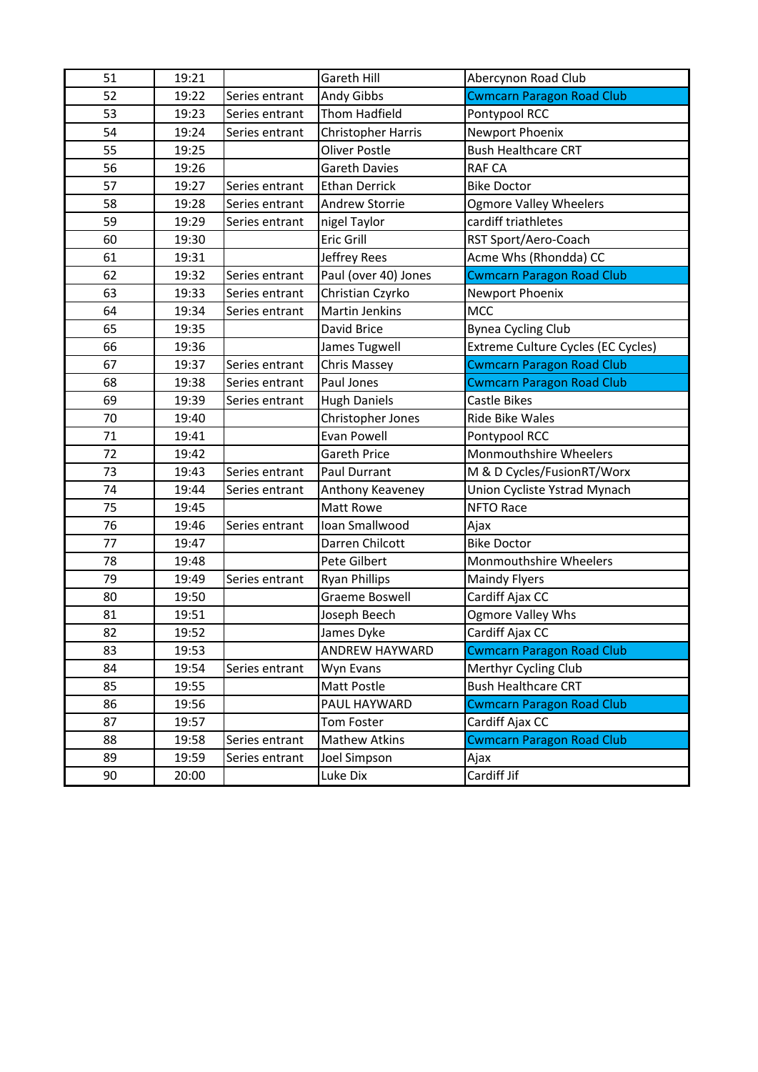| | | | | |
|---|---|---|---|---|
| 51 | 19:21 | | Gareth Hill | Abercynon Road Club |
| 52 | 19:22 | Series entrant | Andy Gibbs | Cwmcarn Paragon Road Club |
| 53 | 19:23 | Series entrant | Thom Hadfield | Pontypool RCC |
| 54 | 19:24 | Series entrant | Christopher Harris | Newport Phoenix |
| 55 | 19:25 | | Oliver Postle | Bush Healthcare CRT |
| 56 | 19:26 | | Gareth Davies | RAF CA |
| 57 | 19:27 | Series entrant | Ethan Derrick | Bike Doctor |
| 58 | 19:28 | Series entrant | Andrew Storrie | Ogmore Valley Wheelers |
| 59 | 19:29 | Series entrant | nigel Taylor | cardiff triathletes |
| 60 | 19:30 | | Eric Grill | RST Sport/Aero-Coach |
| 61 | 19:31 | | Jeffrey Rees | Acme Whs (Rhondda) CC |
| 62 | 19:32 | Series entrant | Paul (over 40) Jones | Cwmcarn Paragon Road Club |
| 63 | 19:33 | Series entrant | Christian Czyrko | Newport Phoenix |
| 64 | 19:34 | Series entrant | Martin Jenkins | MCC |
| 65 | 19:35 | | David Brice | Bynea Cycling Club |
| 66 | 19:36 | | James Tugwell | Extreme Culture Cycles (EC Cycles) |
| 67 | 19:37 | Series entrant | Chris Massey | Cwmcarn Paragon Road Club |
| 68 | 19:38 | Series entrant | Paul Jones | Cwmcarn Paragon Road Club |
| 69 | 19:39 | Series entrant | Hugh Daniels | Castle Bikes |
| 70 | 19:40 | | Christopher Jones | Ride Bike Wales |
| 71 | 19:41 | | Evan Powell | Pontypool RCC |
| 72 | 19:42 | | Gareth Price | Monmouthshire Wheelers |
| 73 | 19:43 | Series entrant | Paul Durrant | M & D Cycles/FusionRT/Worx |
| 74 | 19:44 | Series entrant | Anthony Keaveney | Union Cycliste Ystrad Mynach |
| 75 | 19:45 | | Matt Rowe | NFTO Race |
| 76 | 19:46 | Series entrant | Ioan Smallwood | Ajax |
| 77 | 19:47 | | Darren Chilcott | Bike Doctor |
| 78 | 19:48 | | Pete Gilbert | Monmouthshire Wheelers |
| 79 | 19:49 | Series entrant | Ryan Phillips | Maindy Flyers |
| 80 | 19:50 | | Graeme Boswell | Cardiff Ajax CC |
| 81 | 19:51 | | Joseph Beech | Ogmore Valley Whs |
| 82 | 19:52 | | James Dyke | Cardiff Ajax CC |
| 83 | 19:53 | | ANDREW HAYWARD | Cwmcarn Paragon Road Club |
| 84 | 19:54 | Series entrant | Wyn Evans | Merthyr Cycling Club |
| 85 | 19:55 | | Matt Postle | Bush Healthcare CRT |
| 86 | 19:56 | | PAUL HAYWARD | Cwmcarn Paragon Road Club |
| 87 | 19:57 | | Tom Foster | Cardiff Ajax CC |
| 88 | 19:58 | Series entrant | Mathew Atkins | Cwmcarn Paragon Road Club |
| 89 | 19:59 | Series entrant | Joel Simpson | Ajax |
| 90 | 20:00 | | Luke Dix | Cardiff Jif |